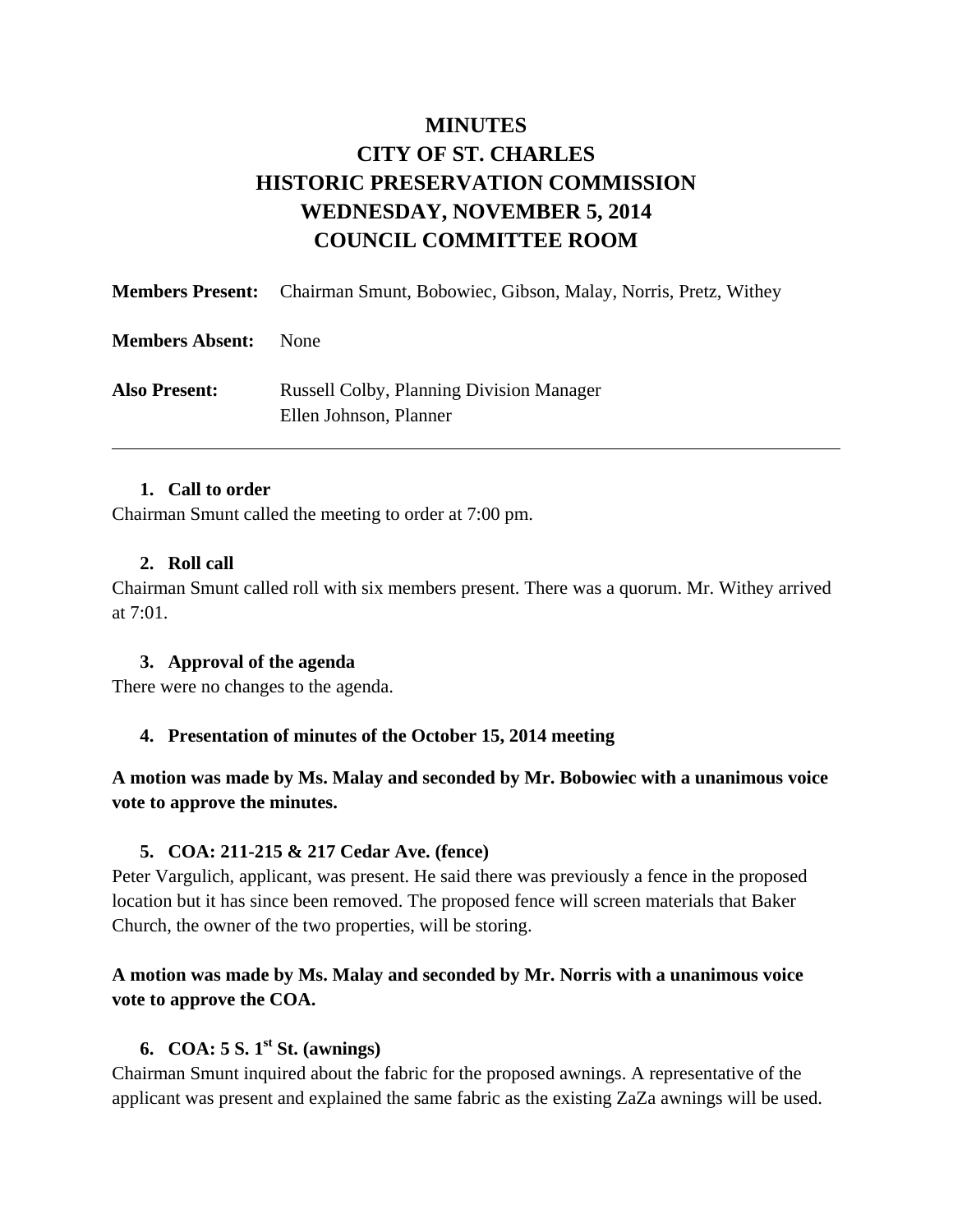# MINUTES
# CITY OF ST. CHARLES
# HISTORIC PRESERVATION COMMISSION
# WEDNESDAY, NOVEMBER 5, 2014
# COUNCIL COMMITTEE ROOM

**Members Present:** Chairman Smunt, Bobowiec, Gibson, Malay, Norris, Pretz, Withey

**Members Absent:** None

**Also Present:** Russell Colby, Planning Division Manager
Ellen Johnson, Planner

---

1. **Call to order**

Chairman Smunt called the meeting to order at 7:00 pm.

2. **Roll call**

Chairman Smunt called roll with six members present. There was a quorum. Mr. Withey arrived at 7:01.

3. **Approval of the agenda**

There were no changes to the agenda.

4. **Presentation of minutes of the October 15, 2014 meeting**

**A motion was made by Ms. Malay and seconded by Mr. Bobowiec with a unanimous voice vote to approve the minutes.**

5. **COA: 211-215 & 217 Cedar Ave. (fence)**

Peter Vargulich, applicant, was present. He said there was previously a fence in the proposed location but it has since been removed. The proposed fence will screen materials that Baker Church, the owner of the two properties, will be storing.

**A motion was made by Ms. Malay and seconded by Mr. Norris with a unanimous voice vote to approve the COA.**

6. **COA: 5 S. 1st St. (awnings)**

Chairman Smunt inquired about the fabric for the proposed awnings. A representative of the applicant was present and explained the same fabric as the existing ZaZa awnings will be used.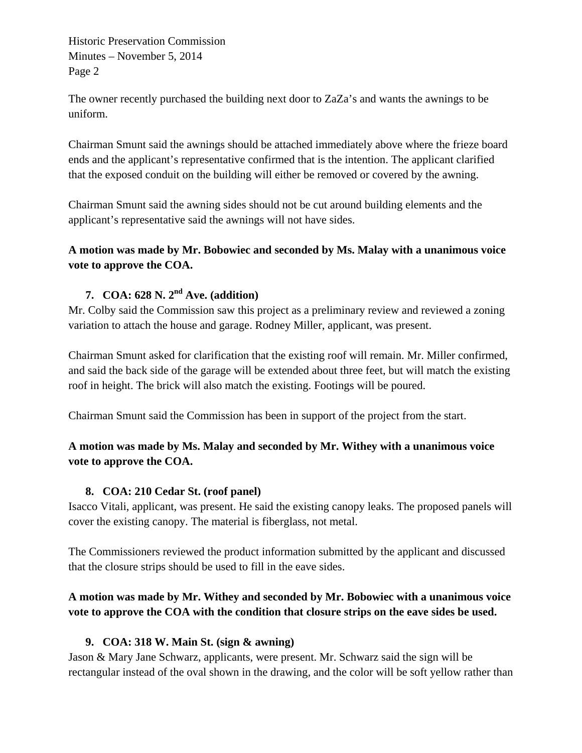The owner recently purchased the building next door to ZaZa's and wants the awnings to be uniform.

Chairman Smunt said the awnings should be attached immediately above where the frieze board ends and the applicant's representative confirmed that is the intention. The applicant clarified that the exposed conduit on the building will either be removed or covered by the awning.

Chairman Smunt said the awning sides should not be cut around building elements and the applicant's representative said the awnings will not have sides.

**A motion was made by Mr. Bobowiec and seconded by Ms. Malay with a unanimous voice vote to approve the COA.**

7. **COA: 628 N. 2nd Ave. (addition)**

Mr. Colby said the Commission saw this project as a preliminary review and reviewed a zoning variation to attach the house and garage. Rodney Miller, applicant, was present.

Chairman Smunt asked for clarification that the existing roof will remain. Mr. Miller confirmed, and said the back side of the garage will be extended about three feet, but will match the existing roof in height. The brick will also match the existing. Footings will be poured.

Chairman Smunt said the Commission has been in support of the project from the start.

**A motion was made by Ms. Malay and seconded by Mr. Withey with a unanimous voice vote to approve the COA.**

8. **COA: 210 Cedar St. (roof panel)**

Isacco Vitali, applicant, was present. He said the existing canopy leaks. The proposed panels will cover the existing canopy. The material is fiberglass, not metal.

The Commissioners reviewed the product information submitted by the applicant and discussed that the closure strips should be used to fill in the eave sides.

**A motion was made by Mr. Withey and seconded by Mr. Bobowiec with a unanimous voice vote to approve the COA with the condition that closure strips on the eave sides be used.**

9. **COA: 318 W. Main St. (sign & awning)**

Jason & Mary Jane Schwarz, applicants, were present. Mr. Schwarz said the sign will be rectangular instead of the oval shown in the drawing, and the color will be soft yellow rather than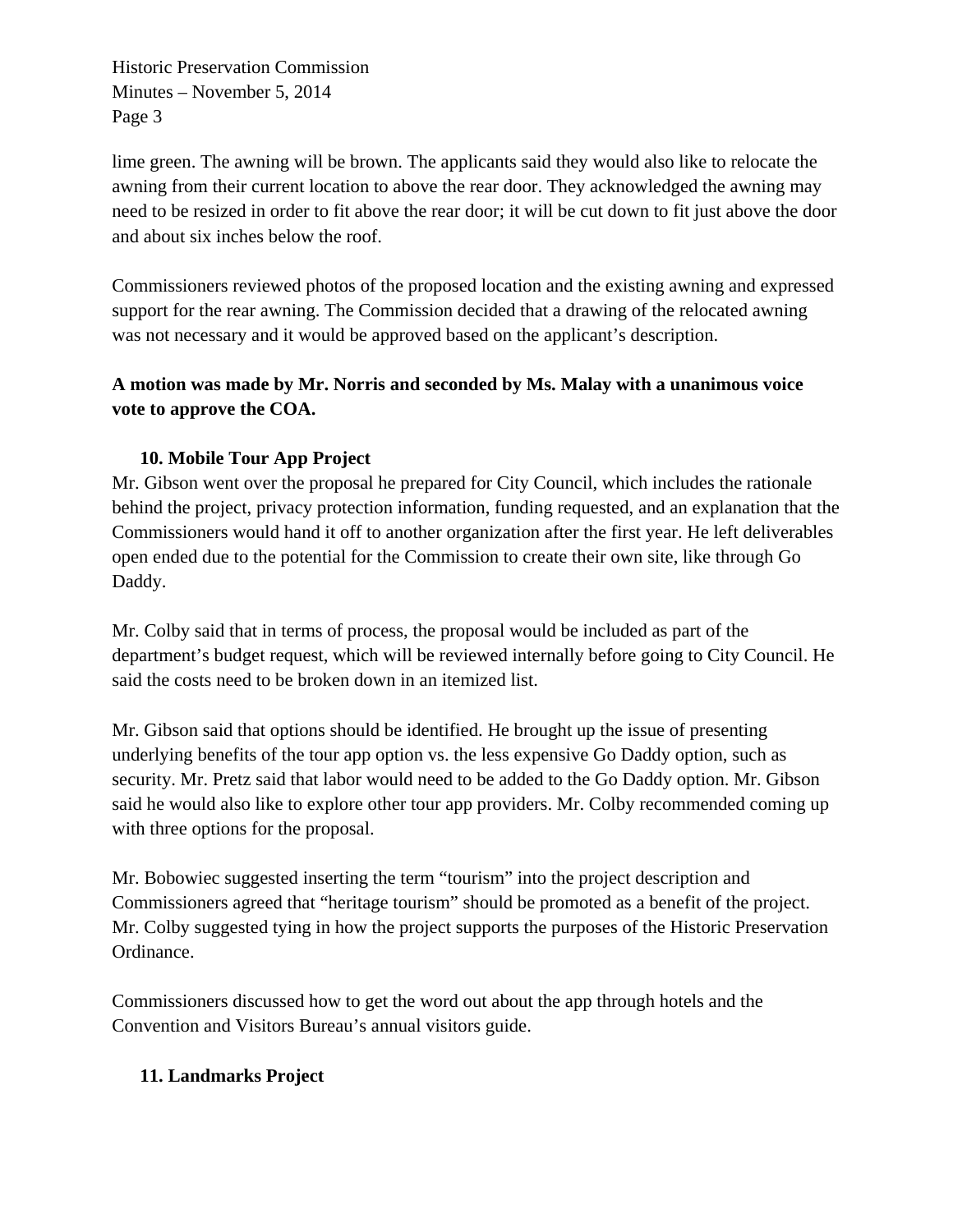lime green. The awning will be brown. The applicants said they would also like to relocate the awning from their current location to above the rear door. They acknowledged the awning may need to be resized in order to fit above the rear door; it will be cut down to fit just above the door and about six inches below the roof.

Commissioners reviewed photos of the proposed location and the existing awning and expressed support for the rear awning. The Commission decided that a drawing of the relocated awning was not necessary and it would be approved based on the applicant's description.

**A motion was made by Mr. Norris and seconded by Ms. Malay with a unanimous voice vote to approve the COA.**

### 10. Mobile Tour App Project

Mr. Gibson went over the proposal he prepared for City Council, which includes the rationale behind the project, privacy protection information, funding requested, and an explanation that the Commissioners would hand it off to another organization after the first year. He left deliverables open ended due to the potential for the Commission to create their own site, like through Go Daddy.

Mr. Colby said that in terms of process, the proposal would be included as part of the department's budget request, which will be reviewed internally before going to City Council. He said the costs need to be broken down in an itemized list.

Mr. Gibson said that options should be identified. He brought up the issue of presenting underlying benefits of the tour app option vs. the less expensive Go Daddy option, such as security. Mr. Pretz said that labor would need to be added to the Go Daddy option. Mr. Gibson said he would also like to explore other tour app providers. Mr. Colby recommended coming up with three options for the proposal.

Mr. Bobowiec suggested inserting the term "tourism" into the project description and Commissioners agreed that "heritage tourism" should be promoted as a benefit of the project. Mr. Colby suggested tying in how the project supports the purposes of the Historic Preservation Ordinance.

Commissioners discussed how to get the word out about the app through hotels and the Convention and Visitors Bureau's annual visitors guide.

### 11. Landmarks Project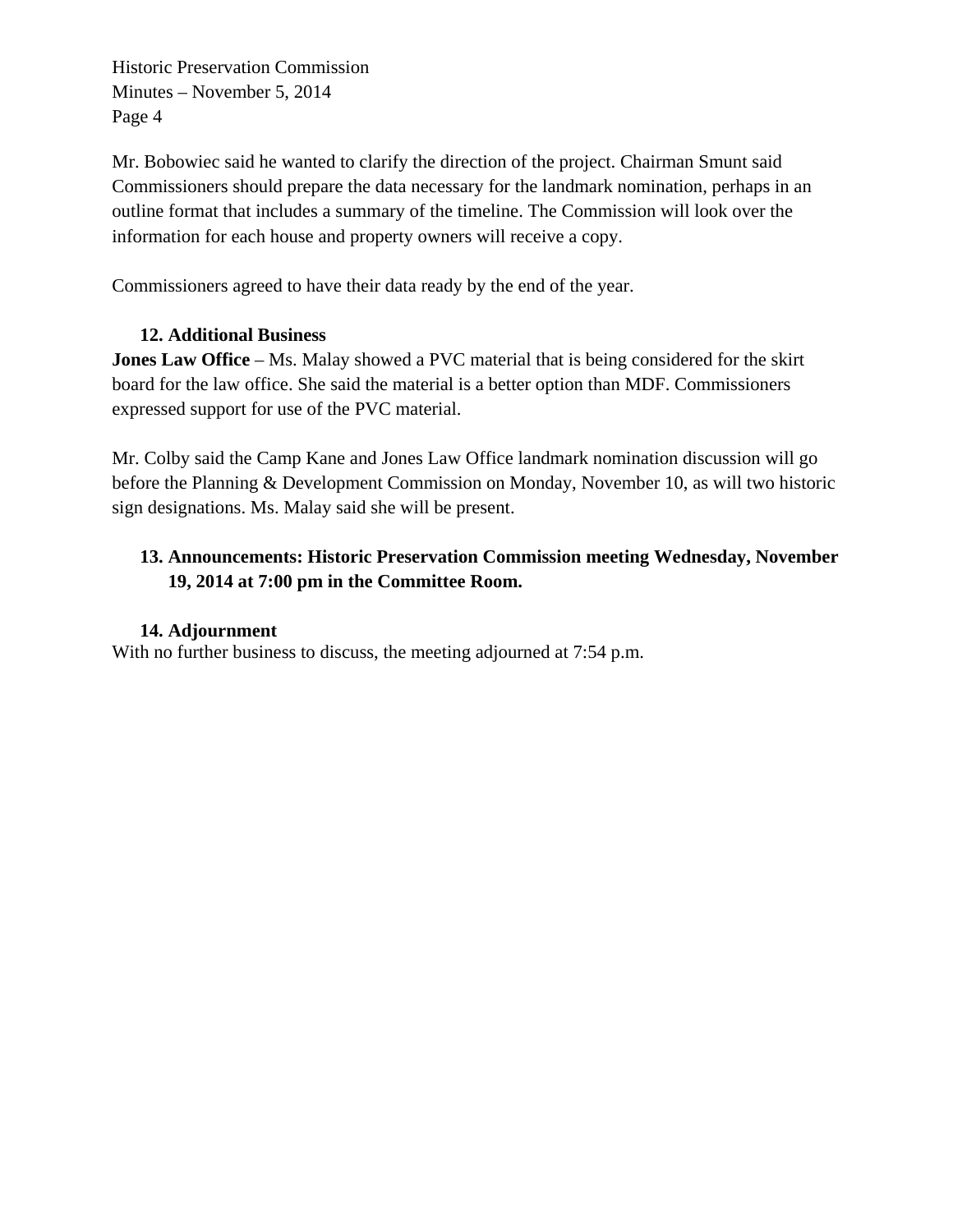Mr. Bobowiec said he wanted to clarify the direction of the project. Chairman Smunt said Commissioners should prepare the data necessary for the landmark nomination, perhaps in an outline format that includes a summary of the timeline. The Commission will look over the information for each house and property owners will receive a copy.

Commissioners agreed to have their data ready by the end of the year.

**12. Additional Business**

**Jones Law Office** – Ms. Malay showed a PVC material that is being considered for the skirt board for the law office. She said the material is a better option than MDF. Commissioners expressed support for use of the PVC material.

Mr. Colby said the Camp Kane and Jones Law Office landmark nomination discussion will go before the Planning & Development Commission on Monday, November 10, as will two historic sign designations. Ms. Malay said she will be present.

**13. Announcements: Historic Preservation Commission meeting Wednesday, November 19, 2014 at 7:00 pm in the Committee Room.**

**14. Adjournment**

With no further business to discuss, the meeting adjourned at 7:54 p.m.